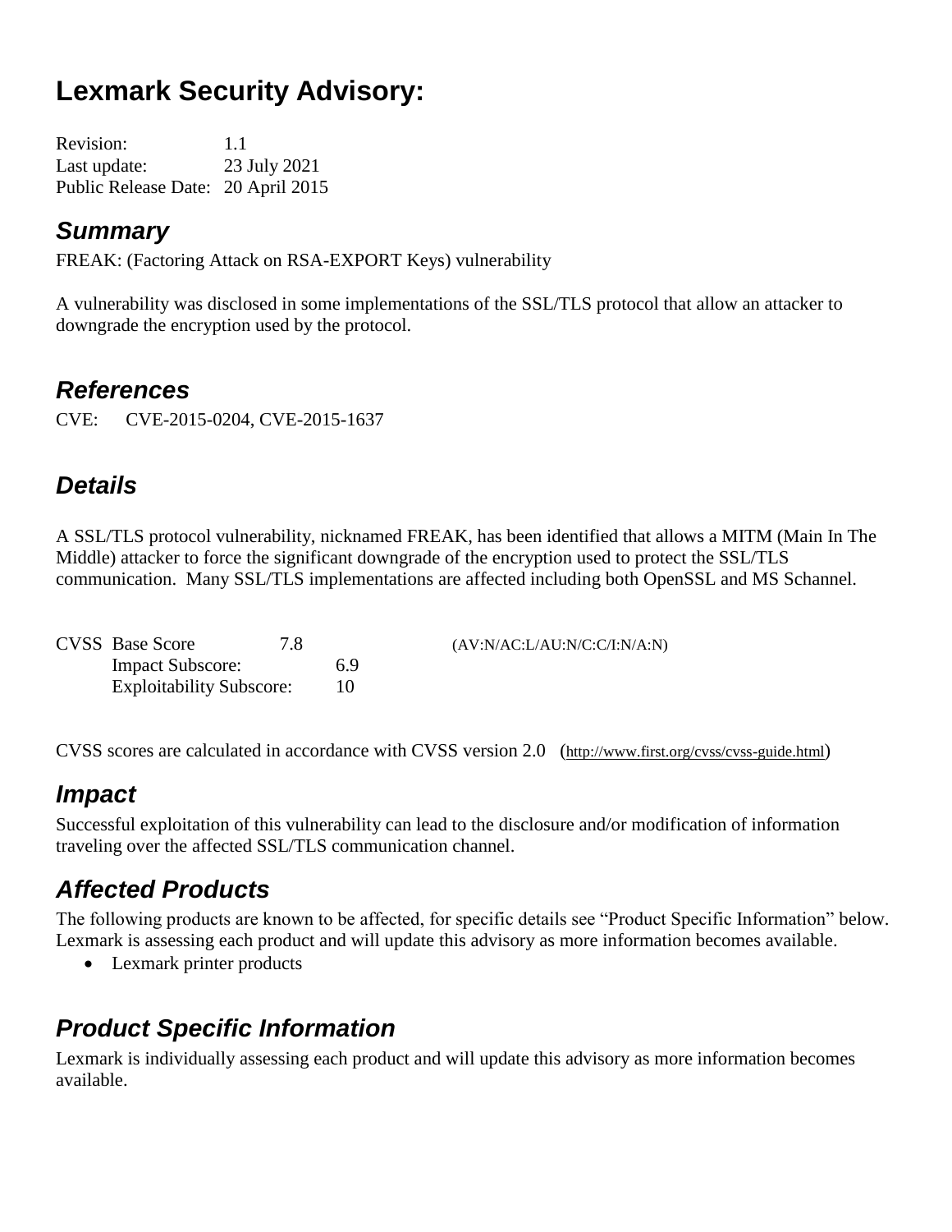# Lexmark Security Advisory:

Revision: 1.1
Last update: 23 July 2021
Public Release Date: 20 April 2015

## Summary

FREAK: (Factoring Attack on RSA-EXPORT Keys) vulnerability

A vulnerability was disclosed in some implementations of the SSL/TLS protocol that allow an attacker to downgrade the encryption used by the protocol.

## References

CVE: CVE-2015-0204, CVE-2015-1637

## Details

A SSL/TLS protocol vulnerability, nicknamed FREAK, has been identified that allows a MITM (Main In The Middle) attacker to force the significant downgrade of the encryption used to protect the SSL/TLS communication. Many SSL/TLS implementations are affected including both OpenSSL and MS Schannel.

CVSS Base Score 7.8 (AV:N/AC:L/AU:N/C:C/I:N/A:N)
Impact Subscore: 6.9
Exploitability Subscore: 10

CVSS scores are calculated in accordance with CVSS version 2.0 (http://www.first.org/cvss/cvss-guide.html)

## Impact

Successful exploitation of this vulnerability can lead to the disclosure and/or modification of information traveling over the affected SSL/TLS communication channel.

## Affected Products

The following products are known to be affected, for specific details see "Product Specific Information" below. Lexmark is assessing each product and will update this advisory as more information becomes available.

- Lexmark printer products

## Product Specific Information

Lexmark is individually assessing each product and will update this advisory as more information becomes available.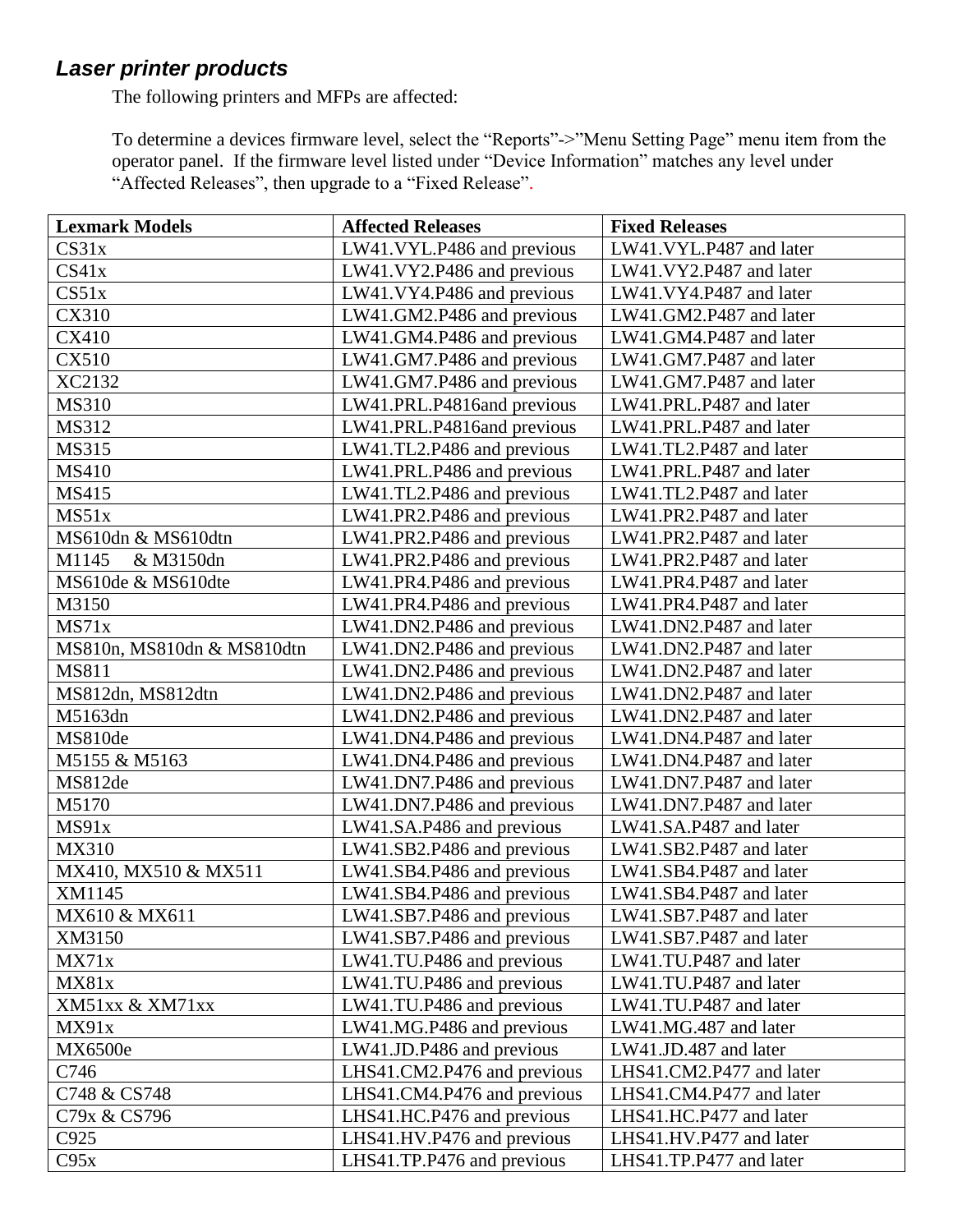### *Laser printer products*

The following printers and MFPs are affected:

To determine a devices firmware level, select the “Reports”->”Menu Setting Page” menu item from the operator panel. If the firmware level listed under “Device Information” matches any level under “Affected Releases”, then upgrade to a “Fixed Release”.

| **Lexmark Models** | **Affected Releases** | **Fixed Releases** |
|---|---|---|
| CS31x | LW41.VYL.P486 and previous | LW41.VYL.P487 and later |
| CS41x | LW41.VY2.P486 and previous | LW41.VY2.P487 and later |
| CS51x | LW41.VY4.P486 and previous | LW41.VY4.P487 and later |
| CX310 | LW41.GM2.P486 and previous | LW41.GM2.P487 and later |
| CX410 | LW41.GM4.P486 and previous | LW41.GM4.P487 and later |
| CX510 | LW41.GM7.P486 and previous | LW41.GM7.P487 and later |
| XC2132 | LW41.GM7.P486 and previous | LW41.GM7.P487 and later |
| MS310 | LW41.PRL.P4816and previous | LW41.PRL.P487 and later |
| MS312 | LW41.PRL.P4816and previous | LW41.PRL.P487 and later |
| MS315 | LW41.TL2.P486 and previous | LW41.TL2.P487 and later |
| MS410 | LW41.PRL.P486 and previous | LW41.PRL.P487 and later |
| MS415 | LW41.TL2.P486 and previous | LW41.TL2.P487 and later |
| MS51x | LW41.PR2.P486 and previous | LW41.PR2.P487 and later |
| MS610dn & MS610dtn | LW41.PR2.P486 and previous | LW41.PR2.P487 and later |
| M1145 & M3150dn | LW41.PR2.P486 and previous | LW41.PR2.P487 and later |
| MS610de & MS610dte | LW41.PR4.P486 and previous | LW41.PR4.P487 and later |
| M3150 | LW41.PR4.P486 and previous | LW41.PR4.P487 and later |
| MS71x | LW41.DN2.P486 and previous | LW41.DN2.P487 and later |
| MS810n, MS810dn & MS810dtn | LW41.DN2.P486 and previous | LW41.DN2.P487 and later |
| MS811 | LW41.DN2.P486 and previous | LW41.DN2.P487 and later |
| MS812dn, MS812dtn | LW41.DN2.P486 and previous | LW41.DN2.P487 and later |
| M5163dn | LW41.DN2.P486 and previous | LW41.DN2.P487 and later |
| MS810de | LW41.DN4.P486 and previous | LW41.DN4.P487 and later |
| M5155 & M5163 | LW41.DN4.P486 and previous | LW41.DN4.P487 and later |
| MS812de | LW41.DN7.P486 and previous | LW41.DN7.P487 and later |
| M5170 | LW41.DN7.P486 and previous | LW41.DN7.P487 and later |
| MS91x | LW41.SA.P486 and previous | LW41.SA.P487 and later |
| MX310 | LW41.SB2.P486 and previous | LW41.SB2.P487 and later |
| MX410, MX510 & MX511 | LW41.SB4.P486 and previous | LW41.SB4.P487 and later |
| XM1145 | LW41.SB4.P486 and previous | LW41.SB4.P487 and later |
| MX610 & MX611 | LW41.SB7.P486 and previous | LW41.SB7.P487 and later |
| XM3150 | LW41.SB7.P486 and previous | LW41.SB7.P487 and later |
| MX71x | LW41.TU.P486 and previous | LW41.TU.P487 and later |
| MX81x | LW41.TU.P486 and previous | LW41.TU.P487 and later |
| XM51xx & XM71xx | LW41.TU.P486 and previous | LW41.TU.P487 and later |
| MX91x | LW41.MG.P486 and previous | LW41.MG.487 and later |
| MX6500e | LW41.JD.P486 and previous | LW41.JD.487 and later |
| C746 | LHS41.CM2.P476 and previous | LHS41.CM2.P477 and later |
| C748 & CS748 | LHS41.CM4.P476 and previous | LHS41.CM4.P477 and later |
| C79x & CS796 | LHS41.HC.P476 and previous | LHS41.HC.P477 and later |
| C925 | LHS41.HV.P476 and previous | LHS41.HV.P477 and later |
| C95x | LHS41.TP.P476 and previous | LHS41.TP.P477 and later |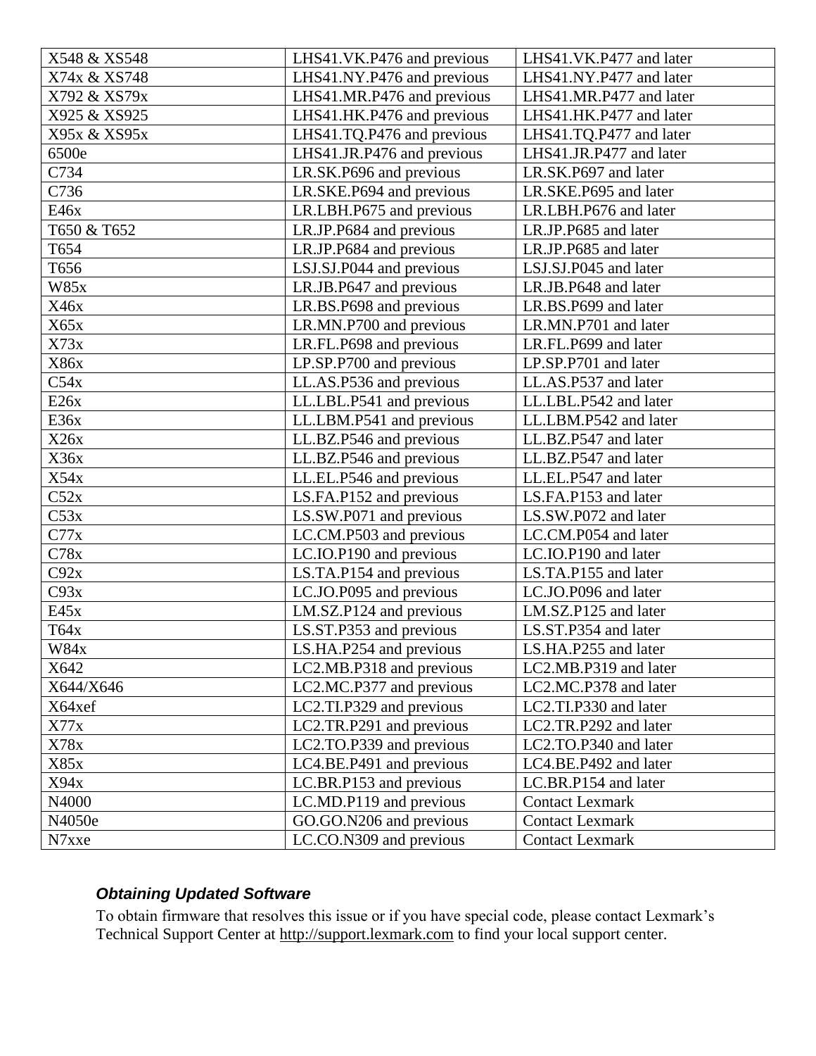| X548 & XS548 | LHS41.VK.P476 and previous | LHS41.VK.P477 and later |
|---|---|---|
| X74x & XS748 | LHS41.NY.P476 and previous | LHS41.NY.P477 and later |
| X792 & XS79x | LHS41.MR.P476 and previous | LHS41.MR.P477 and later |
| X925 & XS925 | LHS41.HK.P476 and previous | LHS41.HK.P477 and later |
| X95x & XS95x | LHS41.TQ.P476 and previous | LHS41.TQ.P477 and later |
| 6500e | LHS41.JR.P476 and previous | LHS41.JR.P477 and later |
| C734 | LR.SK.P696 and previous | LR.SK.P697 and later |
| C736 | LR.SKE.P694 and previous | LR.SKE.P695 and later |
| E46x | LR.LBH.P675 and previous | LR.LBH.P676 and later |
| T650 & T652 | LR.JP.P684 and previous | LR.JP.P685 and later |
| T654 | LR.JP.P684 and previous | LR.JP.P685 and later |
| T656 | LSJ.SJ.P044 and previous | LSJ.SJ.P045 and later |
| W85x | LR.JB.P647 and previous | LR.JB.P648 and later |
| X46x | LR.BS.P698 and previous | LR.BS.P699 and later |
| X65x | LR.MN.P700 and previous | LR.MN.P701 and later |
| X73x | LR.FL.P698 and previous | LR.FL.P699 and later |
| X86x | LP.SP.P700 and previous | LP.SP.P701 and later |
| C54x | LL.AS.P536 and previous | LL.AS.P537 and later |
| E26x | LL.LBL.P541 and previous | LL.LBL.P542 and later |
| E36x | LL.LBM.P541 and previous | LL.LBM.P542 and later |
| X26x | LL.BZ.P546 and previous | LL.BZ.P547 and later |
| X36x | LL.BZ.P546 and previous | LL.BZ.P547 and later |
| X54x | LL.EL.P546 and previous | LL.EL.P547 and later |
| C52x | LS.FA.P152 and previous | LS.FA.P153 and later |
| C53x | LS.SW.P071 and previous | LS.SW.P072 and later |
| C77x | LC.CM.P503 and previous | LC.CM.P054 and later |
| C78x | LC.IO.P190 and previous | LC.IO.P190 and later |
| C92x | LS.TA.P154 and previous | LS.TA.P155 and later |
| C93x | LC.JO.P095 and previous | LC.JO.P096 and later |
| E45x | LM.SZ.P124 and previous | LM.SZ.P125 and later |
| T64x | LS.ST.P353 and previous | LS.ST.P354 and later |
| W84x | LS.HA.P254 and previous | LS.HA.P255 and later |
| X642 | LC2.MB.P318 and previous | LC2.MB.P319 and later |
| X644/X646 | LC2.MC.P377 and previous | LC2.MC.P378 and later |
| X64xef | LC2.TI.P329 and previous | LC2.TI.P330 and later |
| X77x | LC2.TR.P291 and previous | LC2.TR.P292 and later |
| X78x | LC2.TO.P339 and previous | LC2.TO.P340 and later |
| X85x | LC4.BE.P491 and previous | LC4.BE.P492 and later |
| X94x | LC.BR.P153 and previous | LC.BR.P154 and later |
| N4000 | LC.MD.P119 and previous | Contact Lexmark |
| N4050e | GO.GO.N206 and previous | Contact Lexmark |
| N7xxe | LC.CO.N309 and previous | Contact Lexmark |

### *Obtaining Updated Software*

To obtain firmware that resolves this issue or if you have special code, please contact Lexmark's Technical Support Center at http://support.lexmark.com to find your local support center.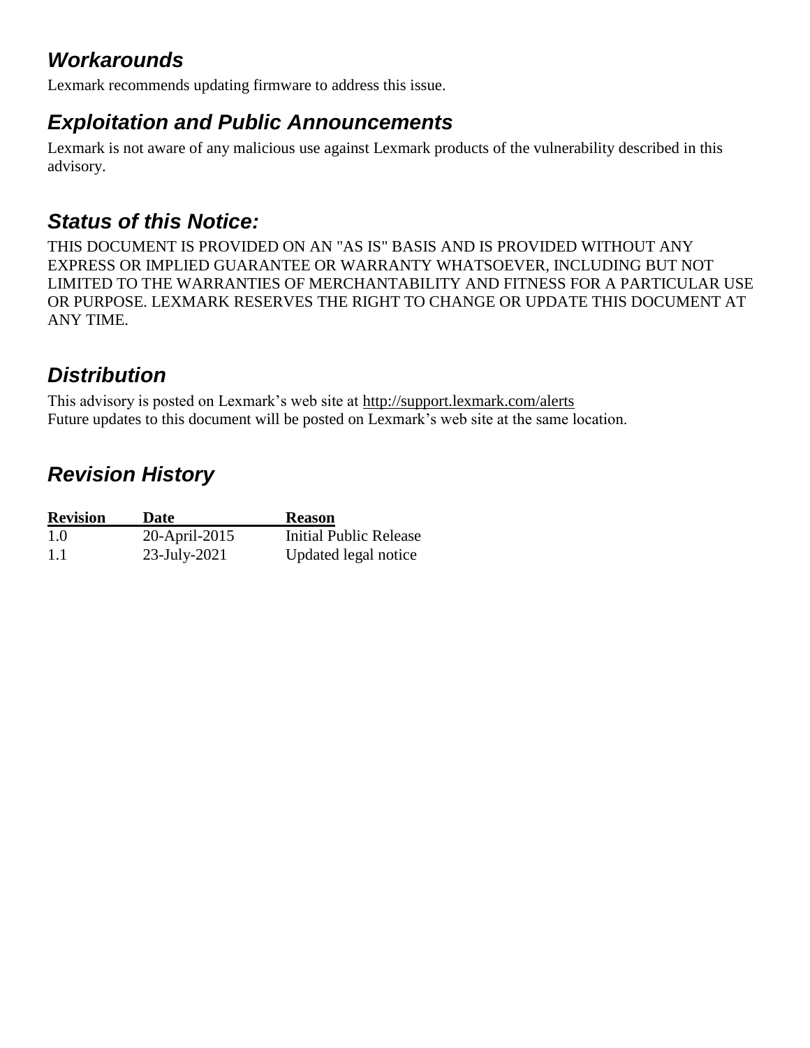## *Workarounds*

Lexmark recommends updating firmware to address this issue.

## *Exploitation and Public Announcements*

Lexmark is not aware of any malicious use against Lexmark products of the vulnerability described in this advisory.

## *Status of this Notice:*

THIS DOCUMENT IS PROVIDED ON AN "AS IS" BASIS AND IS PROVIDED WITHOUT ANY EXPRESS OR IMPLIED GUARANTEE OR WARRANTY WHATSOEVER, INCLUDING BUT NOT LIMITED TO THE WARRANTIES OF MERCHANTABILITY AND FITNESS FOR A PARTICULAR USE OR PURPOSE. LEXMARK RESERVES THE RIGHT TO CHANGE OR UPDATE THIS DOCUMENT AT ANY TIME.

## *Distribution*

This advisory is posted on Lexmark's web site at http://support.lexmark.com/alerts
Future updates to this document will be posted on Lexmark's web site at the same location.

## *Revision History*

| Revision | Date | Reason |
|---|---|---|
| 1.0 | 20-April-2015 | Initial Public Release |
| 1.1 | 23-July-2021 | Updated legal notice |